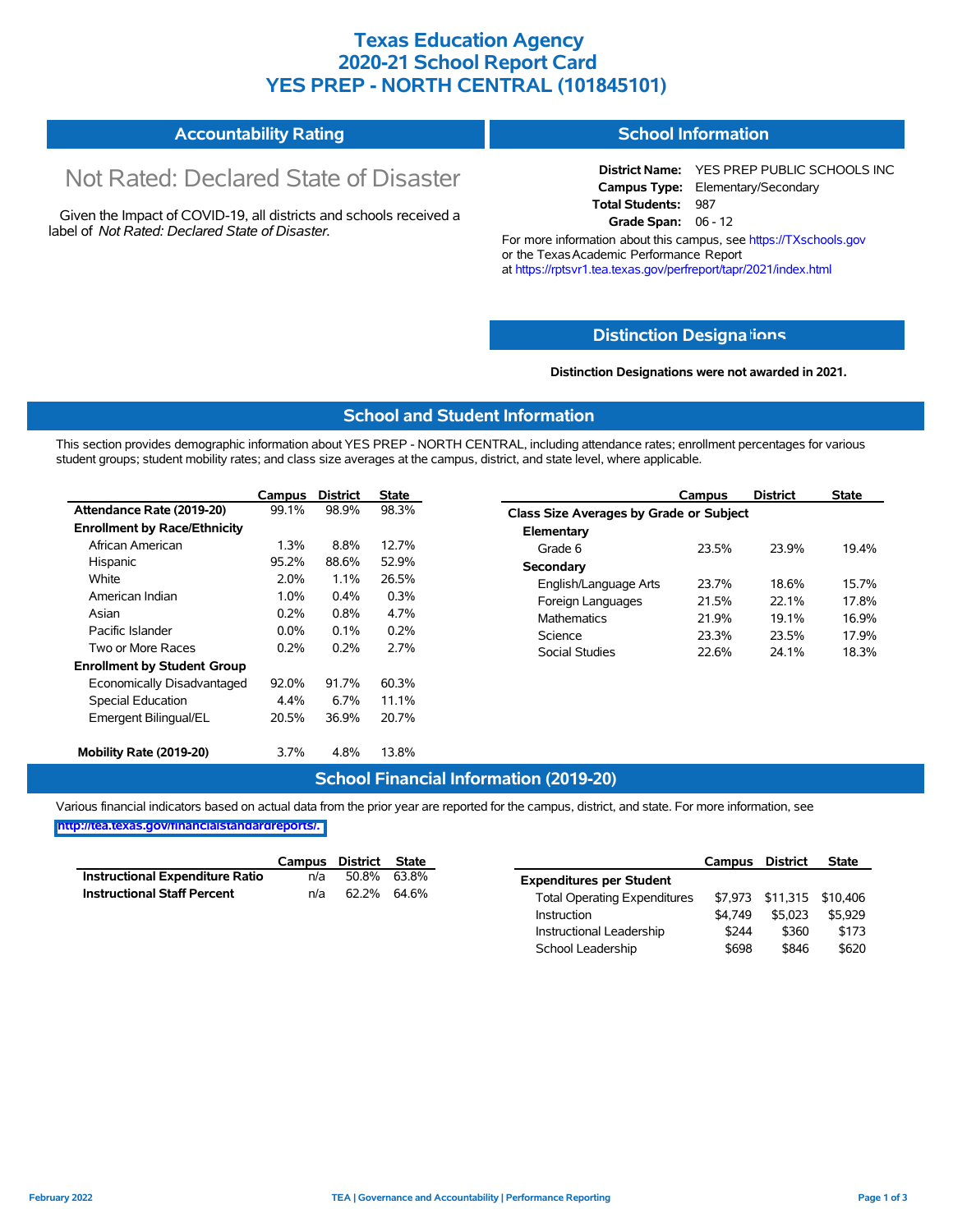# Texas Education Agency
# 2020-21 School Report Card
# YES PREP - NORTH CENTRAL (101845101)

## Accountability Rating

Not Rated: Declared State of Disaster

Given the Impact of COVID-19, all districts and schools received a label of *Not Rated: Declared State of Disaster*.

## School Information

**District Name:** YES PREP PUBLIC SCHOOLS INC
**Campus Type:** Elementary/Secondary
**Total Students:** 987
**Grade Span:** 06 - 12

For more information about this campus, see https://TXschools.gov or the Texas Academic Performance Report at https://rptsvr1.tea.texas.gov/perfreport/tapr/2021/index.html

## Distinction Designations

**Distinction Designations were not awarded in 2021.**

## School and Student Information

This section provides demographic information about YES PREP - NORTH CENTRAL, including attendance rates; enrollment percentages for various student groups; student mobility rates; and class size averages at the campus, district, and state level, where applicable.

| | Campus | District | State |
|---|---|---|---|
| **Attendance Rate (2019-20)** | 99.1% | 98.9% | 98.3% |
| **Enrollment by Race/Ethnicity** | | | |
| African American | 1.3% | 8.8% | 12.7% |
| Hispanic | 95.2% | 88.6% | 52.9% |
| White | 2.0% | 1.1% | 26.5% |
| American Indian | 1.0% | 0.4% | 0.3% |
| Asian | 0.2% | 0.8% | 4.7% |
| Pacific Islander | 0.0% | 0.1% | 0.2% |
| Two or More Races | 0.2% | 0.2% | 2.7% |
| **Enrollment by Student Group** | | | |
| Economically Disadvantaged | 92.0% | 91.7% | 60.3% |
| Special Education | 4.4% | 6.7% | 11.1% |
| Emergent Bilingual/EL | 20.5% | 36.9% | 20.7% |
| **Mobility Rate (2019-20)** | 3.7% | 4.8% | 13.8% |

| | Campus | District | State |
|---|---|---|---|
| **Class Size Averages by Grade or Subject** | | | |
| **Elementary** | | | |
| Grade 6 | 23.5% | 23.9% | 19.4% |
| **Secondary** | | | |
| English/Language Arts | 23.7% | 18.6% | 15.7% |
| Foreign Languages | 21.5% | 22.1% | 17.8% |
| Mathematics | 21.9% | 19.1% | 16.9% |
| Science | 23.3% | 23.5% | 17.9% |
| Social Studies | 22.6% | 24.1% | 18.3% |

## School Financial Information (2019-20)

Various financial indicators based on actual data from the prior year are reported for the campus, district, and state. For more information, see http://tea.texas.gov/financialstandardreports/.

| | Campus | District | State |
|---|---|---|---|
| **Instructional Expenditure Ratio** | n/a | 50.8% | 63.8% |
| **Instructional Staff Percent** | n/a | 62.2% | 64.6% |

| | Campus | District | State |
|---|---|---|---|
| **Expenditures per Student** | | | |
| Total Operating Expenditures | $7,973 | $11,315 | $10,406 |
| Instruction | $4,749 | $5,023 | $5,929 |
| Instructional Leadership | $244 | $360 | $173 |
| School Leadership | $698 | $846 | $620 |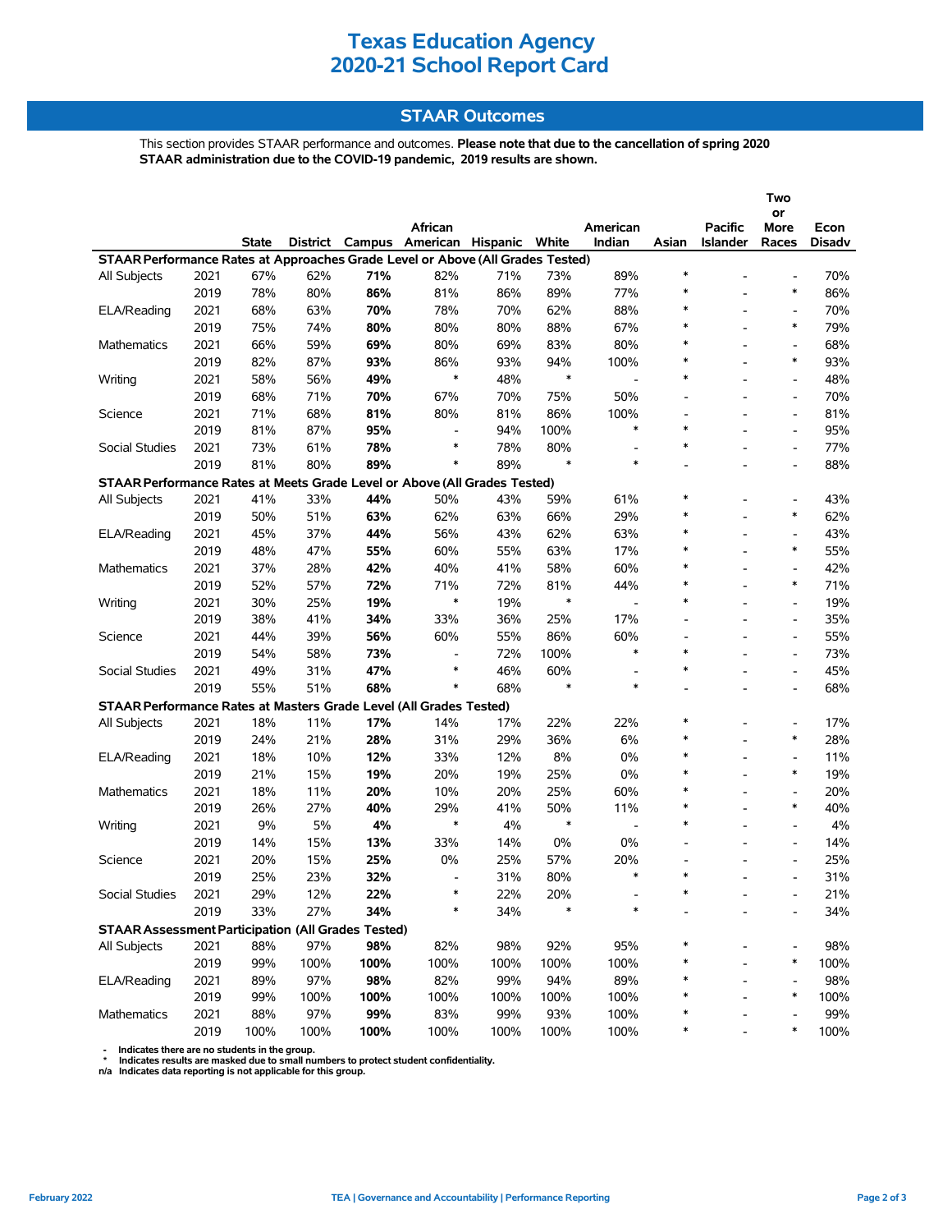# Texas Education Agency
# 2020-21 School Report Card

## STAAR Outcomes

This section provides STAAR performance and outcomes. **Please note that due to the cancellation of spring 2020 STAAR administration due to the COVID-19 pandemic, 2019 results are shown.**

| | | State | District | Campus | African American | Hispanic | White | American Indian | Asian | Pacific Islander | Two or More Races | Econ Disadv |
|---|---|---|---|---|---|---|---|---|---|---|---|---|
| **STAAR Performance Rates at Approaches Grade Level or Above (All Grades Tested)** | | | | | | | | | | | | |
| All Subjects | 2021 | 67% | 62% | **71%** | 82% | 71% | 73% | 89% | * | - | - | 70% |
| | 2019 | 78% | 80% | **86%** | 81% | 86% | 89% | 77% | * | - | * | 86% |
| ELA/Reading | 2021 | 68% | 63% | **70%** | 78% | 70% | 62% | 88% | * | - | - | 70% |
| | 2019 | 75% | 74% | **80%** | 80% | 80% | 88% | 67% | * | - | * | 79% |
| Mathematics | 2021 | 66% | 59% | **69%** | 80% | 69% | 83% | 80% | * | - | - | 68% |
| | 2019 | 82% | 87% | **93%** | 86% | 93% | 94% | 100% | * | - | * | 93% |
| Writing | 2021 | 58% | 56% | **49%** | * | 48% | * | - | * | - | - | 48% |
| | 2019 | 68% | 71% | **70%** | 67% | 70% | 75% | 50% | - | - | - | 70% |
| Science | 2021 | 71% | 68% | **81%** | 80% | 81% | 86% | 100% | - | - | - | 81% |
| | 2019 | 81% | 87% | **95%** | - | 94% | 100% | * | * | - | - | 95% |
| Social Studies | 2021 | 73% | 61% | **78%** | * | 78% | 80% | - | * | - | - | 77% |
| | 2019 | 81% | 80% | **89%** | * | 89% | * | * | - | - | - | 88% |
| **STAAR Performance Rates at Meets Grade Level or Above (All Grades Tested)** | | | | | | | | | | | | |
| All Subjects | 2021 | 41% | 33% | **44%** | 50% | 43% | 59% | 61% | * | - | - | 43% |
| | 2019 | 50% | 51% | **63%** | 62% | 63% | 66% | 29% | * | - | * | 62% |
| ELA/Reading | 2021 | 45% | 37% | **44%** | 56% | 43% | 62% | 63% | * | - | - | 43% |
| | 2019 | 48% | 47% | **55%** | 60% | 55% | 63% | 17% | * | - | * | 55% |
| Mathematics | 2021 | 37% | 28% | **42%** | 40% | 41% | 58% | 60% | * | - | - | 42% |
| | 2019 | 52% | 57% | **72%** | 71% | 72% | 81% | 44% | * | - | * | 71% |
| Writing | 2021 | 30% | 25% | **19%** | * | 19% | * | - | * | - | - | 19% |
| | 2019 | 38% | 41% | **34%** | 33% | 36% | 25% | 17% | - | - | - | 35% |
| Science | 2021 | 44% | 39% | **56%** | 60% | 55% | 86% | 60% | - | - | - | 55% |
| | 2019 | 54% | 58% | **73%** | - | 72% | 100% | * | * | - | - | 73% |
| Social Studies | 2021 | 49% | 31% | **47%** | * | 46% | 60% | - | * | - | - | 45% |
| | 2019 | 55% | 51% | **68%** | * | 68% | * | * | - | - | - | 68% |
| **STAAR Performance Rates at Masters Grade Level (All Grades Tested)** | | | | | | | | | | | | |
| All Subjects | 2021 | 18% | 11% | **17%** | 14% | 17% | 22% | 22% | * | - | - | 17% |
| | 2019 | 24% | 21% | **28%** | 31% | 29% | 36% | 6% | * | - | * | 28% |
| ELA/Reading | 2021 | 18% | 10% | **12%** | 33% | 12% | 8% | 0% | * | - | - | 11% |
| | 2019 | 21% | 15% | **19%** | 20% | 19% | 25% | 0% | * | - | * | 19% |
| Mathematics | 2021 | 18% | 11% | **20%** | 10% | 20% | 25% | 60% | * | - | - | 20% |
| | 2019 | 26% | 27% | **40%** | 29% | 41% | 50% | 11% | * | - | * | 40% |
| Writing | 2021 | 9% | 5% | **4%** | * | 4% | * | - | * | - | - | 4% |
| | 2019 | 14% | 15% | **13%** | 33% | 14% | 0% | 0% | - | - | - | 14% |
| Science | 2021 | 20% | 15% | **25%** | 0% | 25% | 57% | 20% | - | - | - | 25% |
| | 2019 | 25% | 23% | **32%** | - | 31% | 80% | * | * | - | - | 31% |
| Social Studies | 2021 | 29% | 12% | **22%** | * | 22% | 20% | - | * | - | - | 21% |
| | 2019 | 33% | 27% | **34%** | * | 34% | * | * | - | - | - | 34% |
| **STAAR Assessment Participation (All Grades Tested)** | | | | | | | | | | | | |
| All Subjects | 2021 | 88% | 97% | **98%** | 82% | 98% | 92% | 95% | * | - | - | 98% |
| | 2019 | 99% | 100% | **100%** | 100% | 100% | 100% | 100% | * | - | * | 100% |
| ELA/Reading | 2021 | 89% | 97% | **98%** | 82% | 99% | 94% | 89% | * | - | - | 98% |
| | 2019 | 99% | 100% | **100%** | 100% | 100% | 100% | 100% | * | - | * | 100% |
| Mathematics | 2021 | 88% | 97% | **99%** | 83% | 99% | 93% | 100% | * | - | - | 99% |
| | 2019 | 100% | 100% | **100%** | 100% | 100% | 100% | 100% | * | - | * | 100% |

- \- Indicates there are no students in the group.
- \* Indicates results are masked due to small numbers to protect student confidentiality.
- n/a Indicates data reporting is not applicable for this group.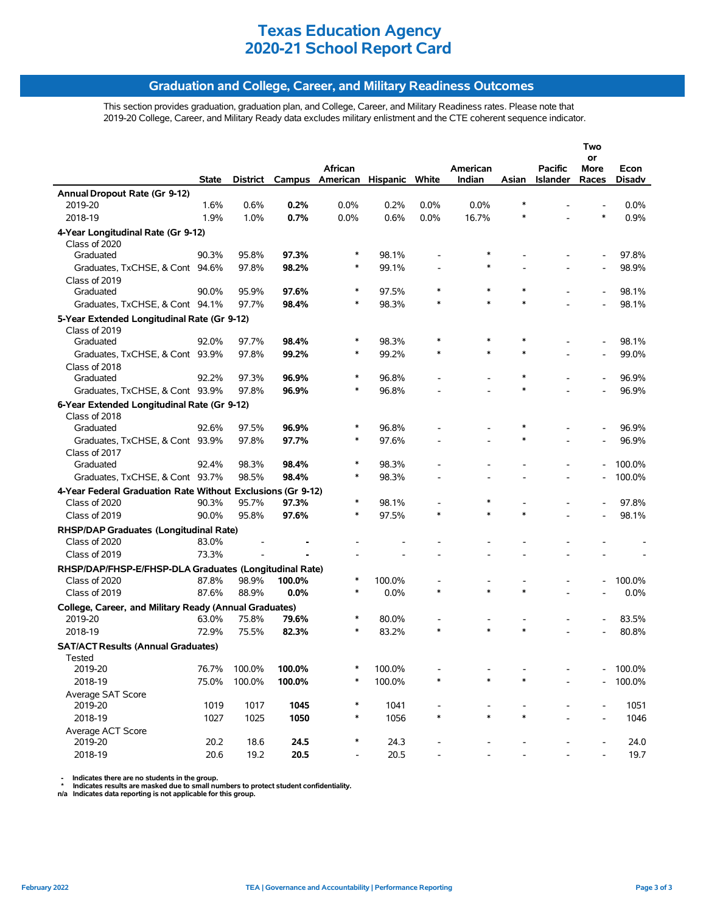# Texas Education Agency
# 2020-21 School Report Card

## Graduation and College, Career, and Military Readiness Outcomes

This section provides graduation, graduation plan, and College, Career, and Military Readiness rates. Please note that 2019-20 College, Career, and Military Ready data excludes military enlistment and the CTE coherent sequence indicator.

| | State | District | Campus | African American | Hispanic | White | American Indian | Asian | Pacific Islander | Two or More Races | Econ Disadv |
|---|---|---|---|---|---|---|---|---|---|---|---|
| **Annual Dropout Rate (Gr 9-12)** | | | | | | | | | | | |
| 2019-20 | 1.6% | 0.6% | **0.2%** | 0.0% | 0.2% | 0.0% | 0.0% | * | - | - | 0.0% |
| 2018-19 | 1.9% | 1.0% | **0.7%** | 0.0% | 0.6% | 0.0% | 16.7% | * | - | * | 0.9% |
| **4-Year Longitudinal Rate (Gr 9-12)** | | | | | | | | | | | |
| Class of 2020 | | | | | | | | | | | |
| Graduated | 90.3% | 95.8% | **97.3%** | * | 98.1% | - | * | - | - | - | 97.8% |
| Graduates, TxCHSE, & Cont | 94.6% | 97.8% | **98.2%** | * | 99.1% | - | * | - | - | - | 98.9% |
| Class of 2019 | | | | | | | | | | | |
| Graduated | 90.0% | 95.9% | **97.6%** | * | 97.5% | * | * | * | - | - | 98.1% |
| Graduates, TxCHSE, & Cont | 94.1% | 97.7% | **98.4%** | * | 98.3% | * | * | * | - | - | 98.1% |
| **5-Year Extended Longitudinal Rate (Gr 9-12)** | | | | | | | | | | | |
| Class of 2019 | | | | | | | | | | | |
| Graduated | 92.0% | 97.7% | **98.4%** | * | 98.3% | * | * | * | - | - | 98.1% |
| Graduates, TxCHSE, & Cont | 93.9% | 97.8% | **99.2%** | * | 99.2% | * | * | * | - | - | 99.0% |
| Class of 2018 | | | | | | | | | | | |
| Graduated | 92.2% | 97.3% | **96.9%** | * | 96.8% | - | - | * | - | - | 96.9% |
| Graduates, TxCHSE, & Cont | 93.9% | 97.8% | **96.9%** | * | 96.8% | - | - | * | - | - | 96.9% |
| **6-Year Extended Longitudinal Rate (Gr 9-12)** | | | | | | | | | | | |
| Class of 2018 | | | | | | | | | | | |
| Graduated | 92.6% | 97.5% | **96.9%** | * | 96.8% | - | - | * | - | - | 96.9% |
| Graduates, TxCHSE, & Cont | 93.9% | 97.8% | **97.7%** | * | 97.6% | - | - | * | - | - | 96.9% |
| Class of 2017 | | | | | | | | | | | |
| Graduated | 92.4% | 98.3% | **98.4%** | * | 98.3% | - | - | - | - | - | 100.0% |
| Graduates, TxCHSE, & Cont | 93.7% | 98.5% | **98.4%** | * | 98.3% | - | - | - | - | - | 100.0% |
| **4-Year Federal Graduation Rate Without Exclusions (Gr 9-12)** | | | | | | | | | | | |
| Class of 2020 | 90.3% | 95.7% | **97.3%** | * | 98.1% | - | * | - | - | - | 97.8% |
| Class of 2019 | 90.0% | 95.8% | **97.6%** | * | 97.5% | * | * | * | - | - | 98.1% |
| **RHSP/DAP Graduates (Longitudinal Rate)** | | | | | | | | | | | |
| Class of 2020 | 83.0% | - | **-** | - | - | - | - | - | - | - | - |
| Class of 2019 | 73.3% | - | **-** | - | - | - | - | - | - | - | - |
| **RHSP/DAP/FHSP-E/FHSP-DLA Graduates (Longitudinal Rate)** | | | | | | | | | | | |
| Class of 2020 | 87.8% | 98.9% | **100.0%** | * | 100.0% | - | - | - | - | - | 100.0% |
| Class of 2019 | 87.6% | 88.9% | **0.0%** | * | 0.0% | * | * | * | - | - | 0.0% |
| **College, Career, and Military Ready (Annual Graduates)** | | | | | | | | | | | |
| 2019-20 | 63.0% | 75.8% | **79.6%** | * | 80.0% | - | - | - | - | - | 83.5% |
| 2018-19 | 72.9% | 75.5% | **82.3%** | * | 83.2% | * | * | * | - | - | 80.8% |
| **SAT/ACT Results (Annual Graduates)** | | | | | | | | | | | |
| Tested | | | | | | | | | | | |
| 2019-20 | 76.7% | 100.0% | **100.0%** | * | 100.0% | - | - | - | - | - | 100.0% |
| 2018-19 | 75.0% | 100.0% | **100.0%** | * | 100.0% | * | * | * | - | - | 100.0% |
| Average SAT Score | | | | | | | | | | | |
| 2019-20 | 1019 | 1017 | **1045** | * | 1041 | - | - | - | - | - | 1051 |
| 2018-19 | 1027 | 1025 | **1050** | * | 1056 | * | * | * | - | - | 1046 |
| Average ACT Score | | | | | | | | | | | |
| 2019-20 | 20.2 | 18.6 | **24.5** | * | 24.3 | - | - | - | - | - | 24.0 |
| 2018-19 | 20.6 | 19.2 | **20.5** | - | 20.5 | - | - | - | - | - | 19.7 |

**-** Indicates there are no students in the group.
**\*** Indicates results are masked due to small numbers to protect student confidentiality.
**n/a** Indicates data reporting is not applicable for this group.

February 2022 | TEA | Governance and Accountability | Performance Reporting